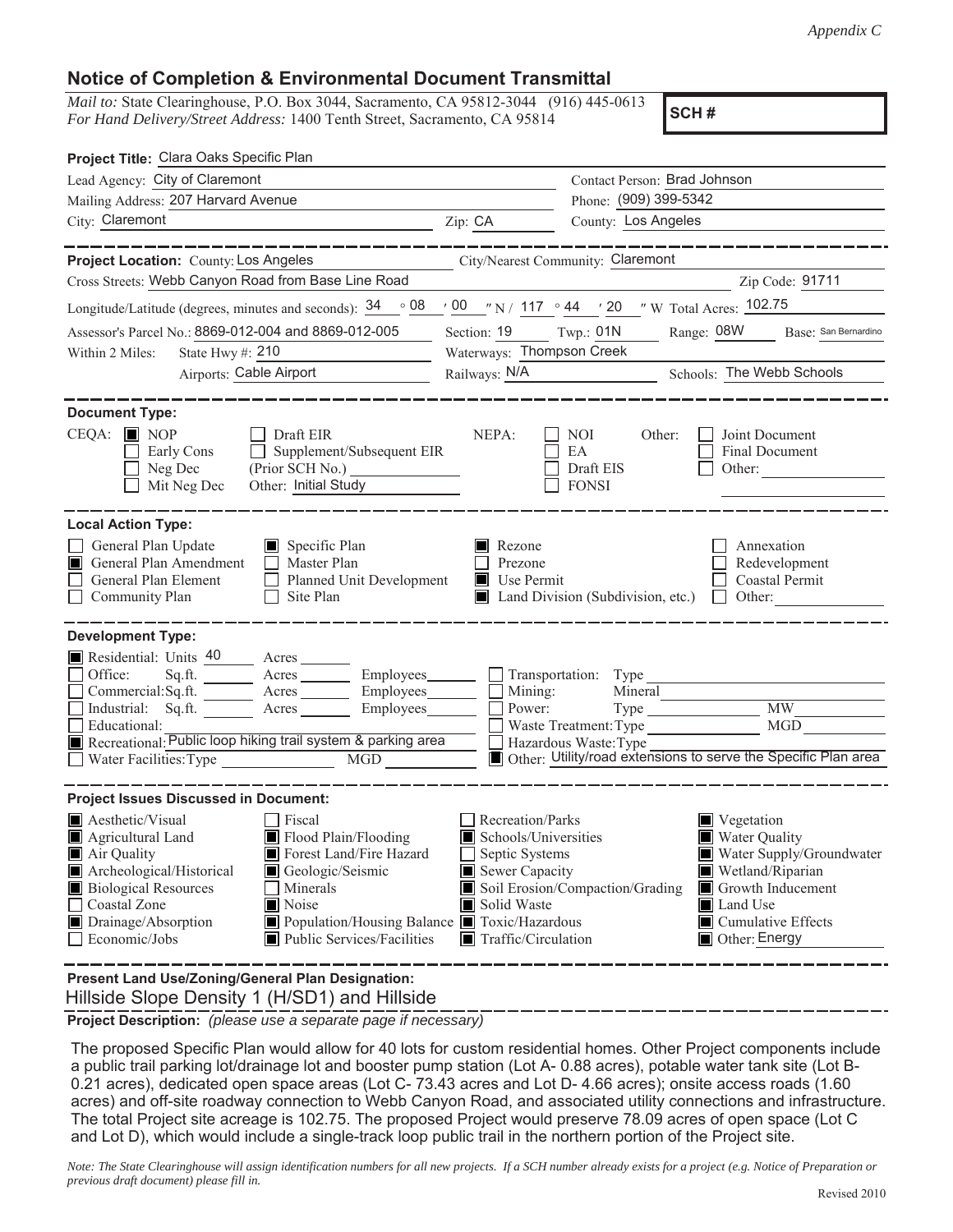*Appendix C*

## Notice of Completion & Environmental Document Transmittal

*Mail to:* State Clearinghouse, P.O. Box 3044, Sacramento, CA 95812-3044 (916) 445-0613
*For Hand Delivery/Street Address:* 1400 Tenth Street, Sacramento, CA 95814

**SCH #**

**Project Title:** Clara Oaks Specific Plan

Lead Agency: City of Claremont — Contact Person: Brad Johnson
Mailing Address: 207 Harvard Avenue — Phone: (909) 399-5342
City: Claremont — Zip: CA — County: Los Angeles

---

**Project Location:** County: Los Angeles — City/Nearest Community: Claremont
Cross Streets: Webb Canyon Road from Base Line Road — Zip Code: 91711
Longitude/Latitude (degrees, minutes and seconds): 34 ° 08 ′ 00 ″ N / 117 ° 44 ′ 20 ″ W Total Acres: 102.75
Assessor's Parcel No.: 8869-012-004 and 8869-012-005 — Section: 19 Twp.: 01N Range: 08W Base: San Bernardino
Within 2 Miles: State Hwy #: 210 — Waterways: Thompson Creek
Airports: Cable Airport — Railways: N/A — Schools: The Webb Schools

---

**Document Type:**

CEQA:
- [x] NOP
- [ ] Early Cons
- [ ] Neg Dec
- [ ] Mit Neg Dec
- [ ] Draft EIR
- [ ] Supplement/Subsequent EIR (Prior SCH No.)
- Other: Initial Study

NEPA:
- [ ] NOI
- [ ] EA
- [ ] Draft EIS
- [ ] FONSI

Other:
- [ ] Joint Document
- [ ] Final Document
- [ ] Other:

---

**Local Action Type:**

- [ ] General Plan Update
- [x] General Plan Amendment
- [ ] General Plan Element
- [ ] Community Plan
- [x] Specific Plan
- [ ] Master Plan
- [ ] Planned Unit Development
- [ ] Site Plan
- [x] Rezone
- [ ] Prezone
- [x] Use Permit
- [x] Land Division (Subdivision, etc.)
- [ ] Annexation
- [ ] Redevelopment
- [ ] Coastal Permit
- [ ] Other:

---

**Development Type:**

- [x] Residential: Units 40 Acres
- [ ] Office: Sq.ft. Acres Employees
- [ ] Commercial: Sq.ft. Acres Employees
- [ ] Industrial: Sq.ft. Acres Employees
- [ ] Educational:
- [x] Recreational: Public loop hiking trail system & parking area
- [ ] Water Facilities: Type MGD
- [ ] Transportation: Type
- [ ] Mining: Mineral
- [ ] Power: Type MW
- [ ] Waste Treatment: Type MGD
- [ ] Hazardous Waste: Type
- [x] Other: Utility/road extensions to serve the Specific Plan area

---

**Project Issues Discussed in Document:**

- [x] Aesthetic/Visual
- [x] Agricultural Land
- [x] Air Quality
- [x] Archeological/Historical
- [x] Biological Resources
- [ ] Coastal Zone
- [x] Drainage/Absorption
- [ ] Economic/Jobs
- [ ] Fiscal
- [x] Flood Plain/Flooding
- [x] Forest Land/Fire Hazard
- [x] Geologic/Seismic
- [ ] Minerals
- [x] Noise
- [x] Population/Housing Balance
- [x] Public Services/Facilities
- [ ] Recreation/Parks
- [x] Schools/Universities
- [ ] Septic Systems
- [x] Sewer Capacity
- [x] Soil Erosion/Compaction/Grading
- [x] Solid Waste
- [x] Toxic/Hazardous
- [x] Traffic/Circulation
- [x] Vegetation
- [x] Water Quality
- [x] Water Supply/Groundwater
- [x] Wetland/Riparian
- [x] Growth Inducement
- [x] Land Use
- [x] Cumulative Effects
- [x] Other: Energy

---

**Present Land Use/Zoning/General Plan Designation:**

Hillside Slope Density 1 (H/SD1) and Hillside

---

**Project Description:** *(please use a separate page if necessary)*

The proposed Specific Plan would allow for 40 lots for custom residential homes. Other Project components include a public trail parking lot/drainage lot and booster pump station (Lot A- 0.88 acres), potable water tank site (Lot B- 0.21 acres), dedicated open space areas (Lot C- 73.43 acres and Lot D- 4.66 acres); onsite access roads (1.60 acres) and off-site roadway connection to Webb Canyon Road, and associated utility connections and infrastructure. The total Project site acreage is 102.75. The proposed Project would preserve 78.09 acres of open space (Lot C and Lot D), which would include a single-track loop public trail in the northern portion of the Project site.

*Note: The State Clearinghouse will assign identification numbers for all new projects. If a SCH number already exists for a project (e.g. Notice of Preparation or previous draft document) please fill in.*

Revised 2010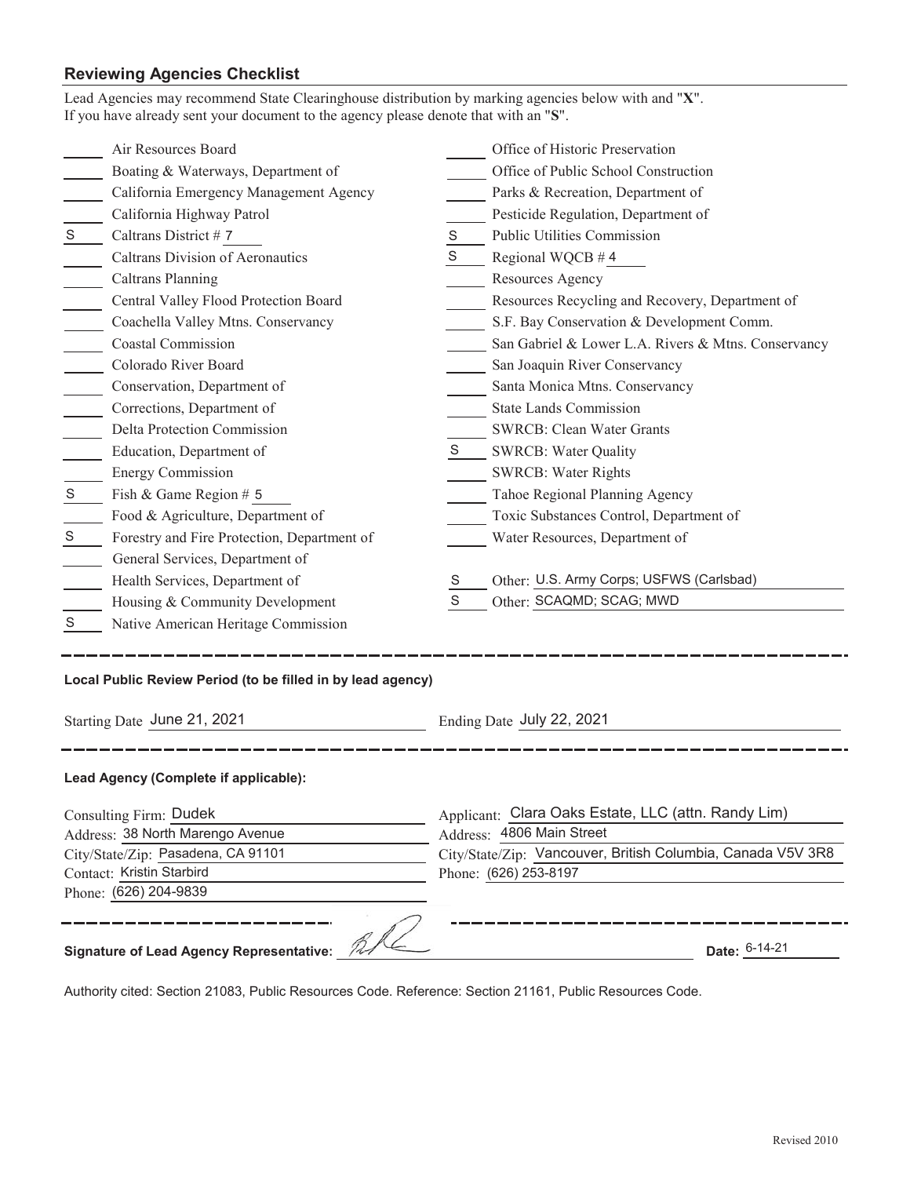## Reviewing Agencies Checklist

Lead Agencies may recommend State Clearinghouse distribution by marking agencies below with and "**X**".
If you have already sent your document to the agency please denote that with an "**S**".

| Mark | Agency | Mark | Agency |
|---|---|---|---|
| | Air Resources Board | | Office of Historic Preservation |
| | Boating & Waterways, Department of | | Office of Public School Construction |
| | California Emergency Management Agency | | Parks & Recreation, Department of |
| | California Highway Patrol | | Pesticide Regulation, Department of |
| S | Caltrans District # 7 | S | Public Utilities Commission |
| | Caltrans Division of Aeronautics | S | Regional WQCB # 4 |
| | Caltrans Planning | | Resources Agency |
| | Central Valley Flood Protection Board | | Resources Recycling and Recovery, Department of |
| | Coachella Valley Mtns. Conservancy | | S.F. Bay Conservation & Development Comm. |
| | Coastal Commission | | San Gabriel & Lower L.A. Rivers & Mtns. Conservancy |
| | Colorado River Board | | San Joaquin River Conservancy |
| | Conservation, Department of | | Santa Monica Mtns. Conservancy |
| | Corrections, Department of | | State Lands Commission |
| | Delta Protection Commission | | SWRCB: Clean Water Grants |
| | Education, Department of | S | SWRCB: Water Quality |
| | Energy Commission | | SWRCB: Water Rights |
| S | Fish & Game Region # 5 | | Tahoe Regional Planning Agency |
| | Food & Agriculture, Department of | | Toxic Substances Control, Department of |
| S | Forestry and Fire Protection, Department of | | Water Resources, Department of |
| | General Services, Department of | | |
| | Health Services, Department of | S | Other: U.S. Army Corps; USFWS (Carlsbad) |
| | Housing & Community Development | S | Other: SCAQMD; SCAG; MWD |
| S | Native American Heritage Commission | | |

**Local Public Review Period (to be filled in by lead agency)**

Starting Date June 21, 2021 Ending Date July 22, 2021

**Lead Agency (Complete if applicable):**

| | |
|---|---|
| Consulting Firm: Dudek | Applicant: Clara Oaks Estate, LLC (attn. Randy Lim) |
| Address: 38 North Marengo Avenue | Address: 4806 Main Street |
| City/State/Zip: Pasadena, CA 91101 | City/State/Zip: Vancouver, British Columbia, Canada V5V 3R8 |
| Contact: Kristin Starbird | Phone: (626) 253-8197 |
| Phone: (626) 204-9839 | |

**Signature of Lead Agency Representative:** [signature] **Date:** 6-14-21

Authority cited: Section 21083, Public Resources Code. Reference: Section 21161, Public Resources Code.

Revised 2010